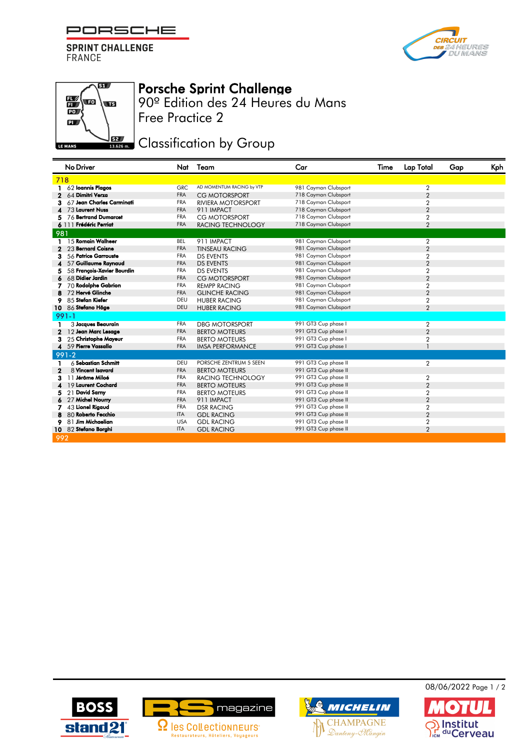PORSCHE
SPRINT CHALLENGE
FRANCE

# Porsche Sprint Challenge

## 90º Edition des 24 Heures du Mans

## Free Practice 2

## Classification by Group

| No | Driver | Nat | Team | Car | Time | Lap Total | Gap | Kph |
|---|---|---|---|---|---|---|---|---|
| **718** | | | | | | | | |
| 1 | 62 **Ioannis Plagos** | GRC | AD MOMENTUM RACING by VTP | 981 Cayman Clubsport | | 2 | | |
| 2 | 64 **Dimitri Verza** | FRA | CG MOTORSPORT | 718 Cayman Clubsport | | 2 | | |
| 3 | 67 **Jean Charles Carminati** | FRA | RIVIERA MOTORSPORT | 718 Cayman Clubsport | | 2 | | |
| 4 | 73 **Laurent Nuss** | FRA | 911 IMPACT | 718 Cayman Clubsport | | 2 | | |
| 5 | 76 **Bertrand Dumarcet** | FRA | CG MOTORSPORT | 718 Cayman Clubsport | | 2 | | |
| 6 | 111 **Frédéric Perriat** | FRA | RACING TECHNOLOGY | 718 Cayman Clubsport | | 2 | | |
| **981** | | | | | | | | |
| 1 | 15 **Romain Walheer** | BEL | 911 IMPACT | 981 Cayman Clubsport | | 2 | | |
| 2 | 23 **Bernard Coisne** | FRA | TINSEAU RACING | 981 Cayman Clubsport | | 2 | | |
| 3 | 56 **Patrice Garrouste** | FRA | DS EVENTS | 981 Cayman Clubsport | | 2 | | |
| 4 | 57 **Guillaume Raynaud** | FRA | DS EVENTS | 981 Cayman Clubsport | | 2 | | |
| 5 | 58 **François-Xavier Bourdin** | FRA | DS EVENTS | 981 Cayman Clubsport | | 2 | | |
| 6 | 68 **Didier Jardin** | FRA | CG MOTORSPORT | 981 Cayman Clubsport | | 2 | | |
| 7 | 70 **Rodolphe Gabrion** | FRA | REMPP RACING | 981 Cayman Clubsport | | 2 | | |
| 8 | 72 **Hervé Glinche** | FRA | GLINCHE RACING | 981 Cayman Clubsport | | 2 | | |
| 9 | 85 **Stefan Kiefer** | DEU | HUBER RACING | 981 Cayman Clubsport | | 2 | | |
| 10 | 86 **Stefano Höge** | DEU | HUBER RACING | 981 Cayman Clubsport | | 2 | | |
| **991-1** | | | | | | | | |
| 1 | 3 **Jacques Beaurain** | FRA | DBG MOTORSPORT | 991 GT3 Cup phase I | | 2 | | |
| 2 | 12 **Jean Marc Lesage** | FRA | BERTO MOTEURS | 991 GT3 Cup phase I | | 2 | | |
| 3 | 25 **Christophe Mayeur** | FRA | BERTO MOTEURS | 991 GT3 Cup phase I | | 2 | | |
| 4 | 59 **Pierre Vassallo** | FRA | IMSA PERFORMANCE | 991 GT3 Cup phase I | | 1 | | |
| **991-2** | | | | | | | | |
| 1 | 6 **Sebastian Schmitt** | DEU | PORSCHE ZENTRUM 5 SEEN | 991 GT3 Cup phase II | | 2 | | |
| 2 | 8 **Vincent Isavard** | FRA | BERTO MOTEURS | 991 GT3 Cup phase II | | | | |
| 3 | 11 **Jérôme Miloé** | FRA | RACING TECHNOLOGY | 991 GT3 Cup phase II | | 2 | | |
| 4 | 19 **Laurent Cochard** | FRA | BERTO MOTEURS | 991 GT3 Cup phase II | | 2 | | |
| 5 | 21 **David Sarny** | FRA | BERTO MOTEURS | 991 GT3 Cup phase II | | 2 | | |
| 6 | 27 **Michel Nourry** | FRA | 911 IMPACT | 991 GT3 Cup phase II | | 2 | | |
| 7 | 43 **Lionel Rigaud** | FRA | DSR RACING | 991 GT3 Cup phase II | | 2 | | |
| 8 | 80 **Roberto Fecchio** | ITA | GDL RACING | 991 GT3 Cup phase II | | 2 | | |
| 9 | 81 **Jim Michaelian** | USA | GDL RACING | 991 GT3 Cup phase II | | 2 | | |
| 10 | 82 **Stefano Borghi** | ITA | GDL RACING | 991 GT3 Cup phase II | | 2 | | |
| **992** | | | | | | | | |

08/06/2022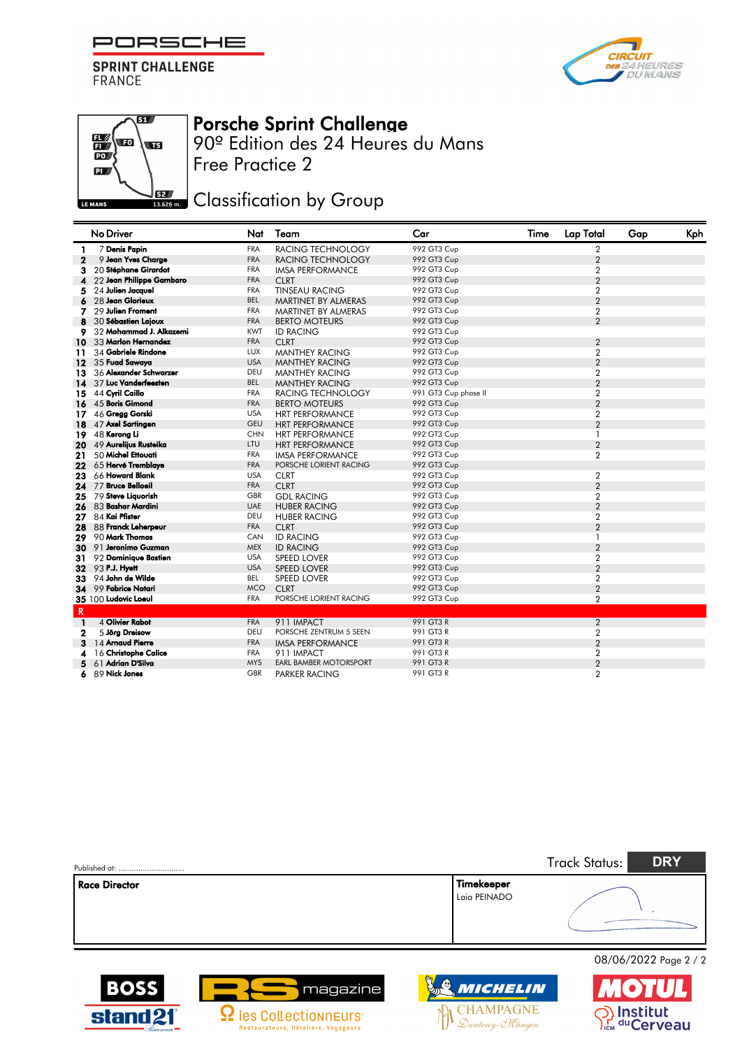PORSCHE
SPRINT CHALLENGE
FRANCE

# Porsche Sprint Challenge

## 90º Edition des 24 Heures du Mans

## Free Practice 2

## Classification by Group

| | No | Driver | Nat | Team | Car | Time | Lap Total | Gap | Kph |
|---|---|---|---|---|---|---|---|---|---|
| 1 | 7 | Denis Papin | FRA | RACING TECHNOLOGY | 992 GT3 Cup | | 2 | | |
| 2 | 9 | Jean Yves Charge | FRA | RACING TECHNOLOGY | 992 GT3 Cup | | 2 | | |
| 3 | 20 | Stéphane Girardot | FRA | IMSA PERFORMANCE | 992 GT3 Cup | | 2 | | |
| 4 | 22 | Jean Philippe Gambaro | FRA | CLRT | 992 GT3 Cup | | 2 | | |
| 5 | 24 | Julien Jacquel | FRA | TINSEAU RACING | 992 GT3 Cup | | 2 | | |
| 6 | 28 | Jean Glorieux | BEL | MARTINET BY ALMERAS | 992 GT3 Cup | | 2 | | |
| 7 | 29 | Julien Froment | FRA | MARTINET BY ALMERAS | 992 GT3 Cup | | 2 | | |
| 8 | 30 | Sébastien Lajoux | FRA | BERTO MOTEURS | 992 GT3 Cup | | 2 | | |
| 9 | 32 | Mohammad J. Alkazemi | KWT | ID RACING | 992 GT3 Cup | | | | |
| 10 | 33 | Marlon Hernandez | FRA | CLRT | 992 GT3 Cup | | 2 | | |
| 11 | 34 | Gabriele Rindone | LUX | MANTHEY RACING | 992 GT3 Cup | | 2 | | |
| 12 | 35 | Fuad Sawaya | USA | MANTHEY RACING | 992 GT3 Cup | | 2 | | |
| 13 | 36 | Alexander Schwarzer | DEU | MANTHEY RACING | 992 GT3 Cup | | 2 | | |
| 14 | 37 | Luc Vanderfeesten | BEL | MANTHEY RACING | 992 GT3 Cup | | 2 | | |
| 15 | 44 | Cyril Caillo | FRA | RACING TECHNOLOGY | 991 GT3 Cup phase II | | 2 | | |
| 16 | 45 | Boris Gimond | FRA | BERTO MOTEURS | 992 GT3 Cup | | 2 | | |
| 17 | 46 | Gregg Gorski | USA | HRT PERFORMANCE | 992 GT3 Cup | | 2 | | |
| 18 | 47 | Axel Sartingen | GEU | HRT PERFORMANCE | 992 GT3 Cup | | 2 | | |
| 19 | 48 | Kerong Li | CHN | HRT PERFORMANCE | 992 GT3 Cup | | 1 | | |
| 20 | 49 | Aurelijus Rusteika | LTU | HRT PERFORMANCE | 992 GT3 Cup | | 2 | | |
| 21 | 50 | Michel Ettouati | FRA | IMSA PERFORMANCE | 992 GT3 Cup | | 2 | | |
| 22 | 65 | Hervé Tremblaye | FRA | PORSCHE LORIENT RACING | 992 GT3 Cup | | | | |
| 23 | 66 | Howard Blank | USA | CLRT | 992 GT3 Cup | | 2 | | |
| 24 | 77 | Bruce Belloeil | FRA | CLRT | 992 GT3 Cup | | 2 | | |
| 25 | 79 | Steve Liquorish | GBR | GDL RACING | 992 GT3 Cup | | 2 | | |
| 26 | 83 | Bashar Mardini | UAE | HUBER RACING | 992 GT3 Cup | | 2 | | |
| 27 | 84 | Kai Pfister | DEU | HUBER RACING | 992 GT3 Cup | | 2 | | |
| 28 | 88 | Franck Leherpeur | FRA | CLRT | 992 GT3 Cup | | 2 | | |
| 29 | 90 | Mark Thomas | CAN | ID RACING | 992 GT3 Cup | | 1 | | |
| 30 | 91 | Jeronimo Guzman | MEX | ID RACING | 992 GT3 Cup | | 2 | | |
| 31 | 92 | Dominique Bastien | USA | SPEED LOVER | 992 GT3 Cup | | 2 | | |
| 32 | 93 | P.J. Hyett | USA | SPEED LOVER | 992 GT3 Cup | | 2 | | |
| 33 | 94 | John de Wilde | BEL | SPEED LOVER | 992 GT3 Cup | | 2 | | |
| 34 | 99 | Fabrice Notari | MCO | CLRT | 992 GT3 Cup | | 2 | | |
| 35 | 100 | Ludovic Loeul | FRA | PORSCHE LORIENT RACING | 992 GT3 Cup | | 2 | | |
| R | | | | | | | | | |
| 1 | 4 | Olivier Rabot | FRA | 911 IMPACT | 991 GT3 R | | 2 | | |
| 2 | 5 | Jörg Dreisow | DEU | PORSCHE ZENTRUM 5 SEEN | 991 GT3 R | | 2 | | |
| 3 | 14 | Arnaud Pierre | FRA | IMSA PERFORMANCE | 991 GT3 R | | 2 | | |
| 4 | 16 | Christophe Calice | FRA | 911 IMPACT | 991 GT3 R | | 2 | | |
| 5 | 61 | Adrian D'Silva | MYS | EARL BAMBER MOTORSPORT | 991 GT3 R | | 2 | | |
| 6 | 89 | Nick Jones | GBR | PARKER RACING | 991 GT3 R | | 2 | | |

Published at: ...............................

Track Status: DRY

**Race Director**

**Timekeeper**
Laia PEINADO

08/06/2022